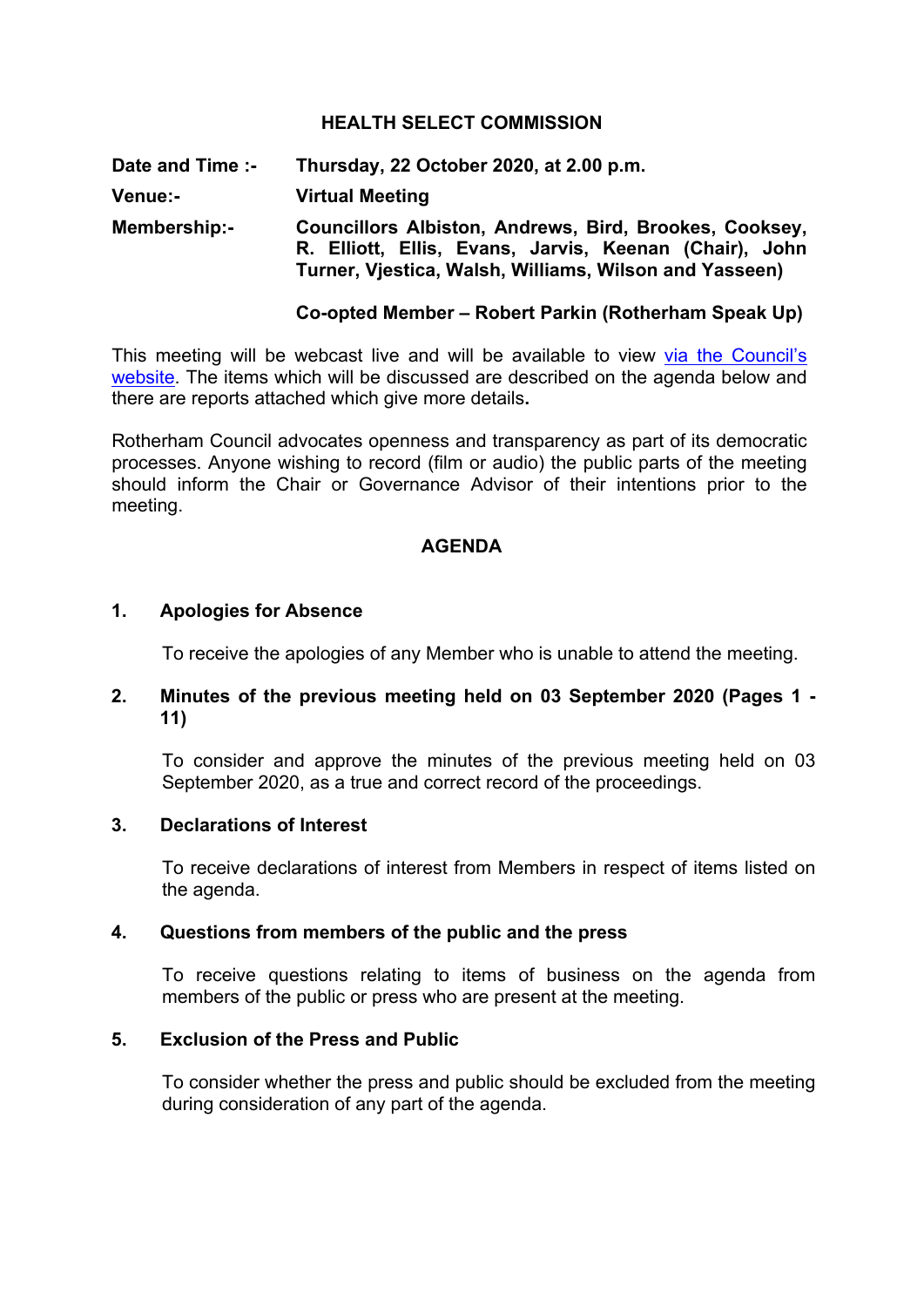# HEALTH SELECT COMMISSION

**Date and Time :-** **Thursday, 22 October 2020, at 2.00 p.m.**

**Venue:-** **Virtual Meeting**

**Membership:-** **Councillors Albiston, Andrews, Bird, Brookes, Cooksey, R. Elliott, Ellis, Evans, Jarvis, Keenan (Chair), John Turner, Vjestica, Walsh, Williams, Wilson and Yasseen)**

**Co-opted Member – Robert Parkin (Rotherham Speak Up)**

This meeting will be webcast live and will be available to view via the Council's website. The items which will be discussed are described on the agenda below and there are reports attached which give more details**.**

Rotherham Council advocates openness and transparency as part of its democratic processes. Anyone wishing to record (film or audio) the public parts of the meeting should inform the Chair or Governance Advisor of their intentions prior to the meeting.

## AGENDA

**1. Apologies for Absence**

To receive the apologies of any Member who is unable to attend the meeting.

**2. Minutes of the previous meeting held on 03 September 2020 (Pages 1 - 11)**

To consider and approve the minutes of the previous meeting held on 03 September 2020, as a true and correct record of the proceedings.

**3. Declarations of Interest**

To receive declarations of interest from Members in respect of items listed on the agenda.

**4. Questions from members of the public and the press**

To receive questions relating to items of business on the agenda from members of the public or press who are present at the meeting.

**5. Exclusion of the Press and Public**

To consider whether the press and public should be excluded from the meeting during consideration of any part of the agenda.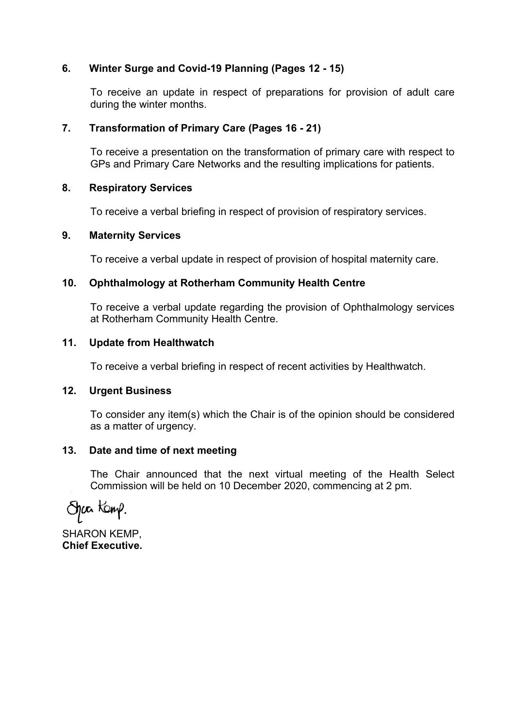**6. Winter Surge and Covid-19 Planning (Pages 12 - 15)**

To receive an update in respect of preparations for provision of adult care during the winter months.

**7. Transformation of Primary Care (Pages 16 - 21)**

To receive a presentation on the transformation of primary care with respect to GPs and Primary Care Networks and the resulting implications for patients.

**8. Respiratory Services**

To receive a verbal briefing in respect of provision of respiratory services.

**9. Maternity Services**

To receive a verbal update in respect of provision of hospital maternity care.

**10. Ophthalmology at Rotherham Community Health Centre**

To receive a verbal update regarding the provision of Ophthalmology services at Rotherham Community Health Centre.

**11. Update from Healthwatch**

To receive a verbal briefing in respect of recent activities by Healthwatch.

**12. Urgent Business**

To consider any item(s) which the Chair is of the opinion should be considered as a matter of urgency.

**13. Date and time of next meeting**

The Chair announced that the next virtual meeting of the Health Select Commission will be held on 10 December 2020, commencing at 2 pm.

SHARON KEMP,
**Chief Executive.**